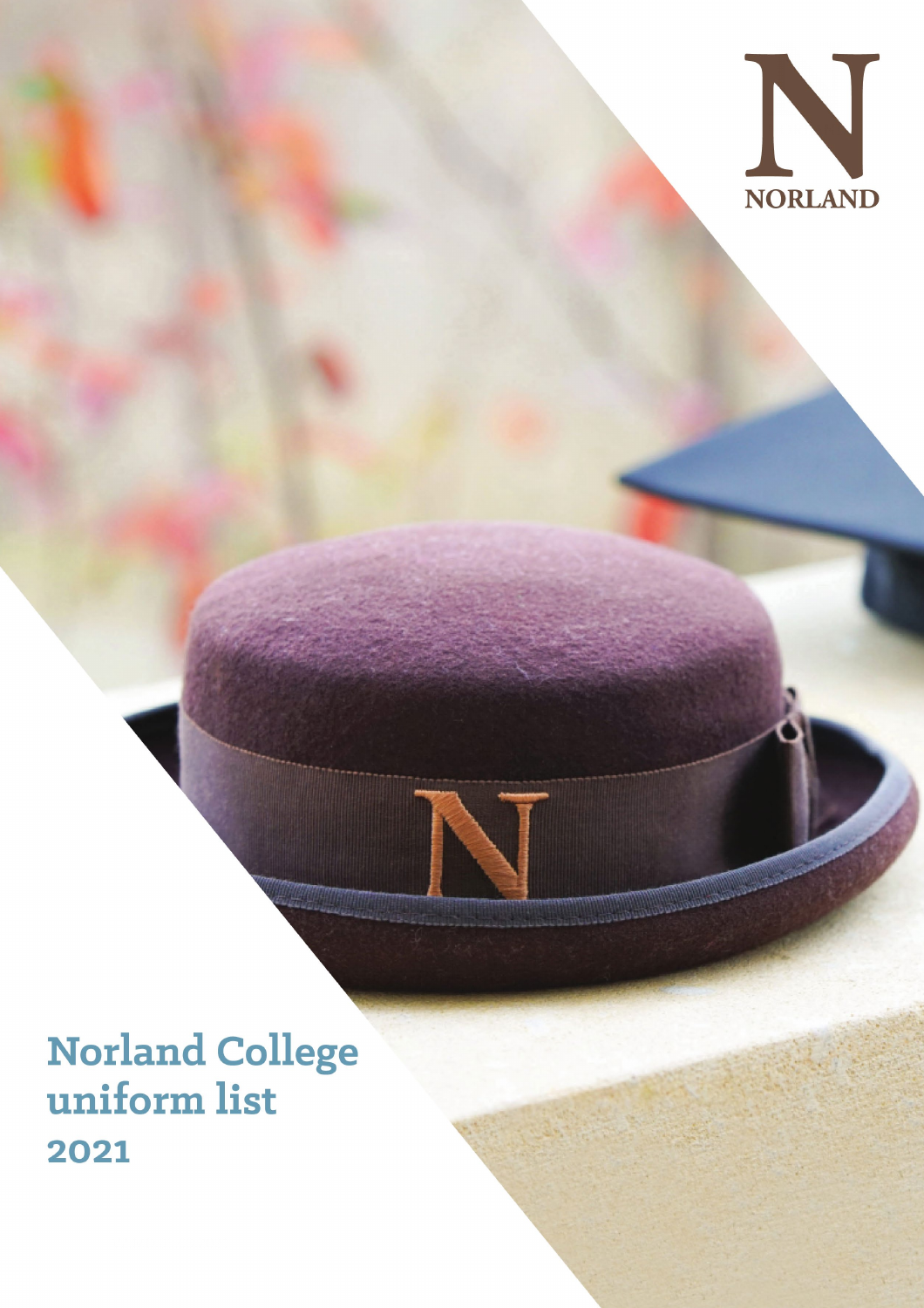NORLAND

# Norland College uniform list 2021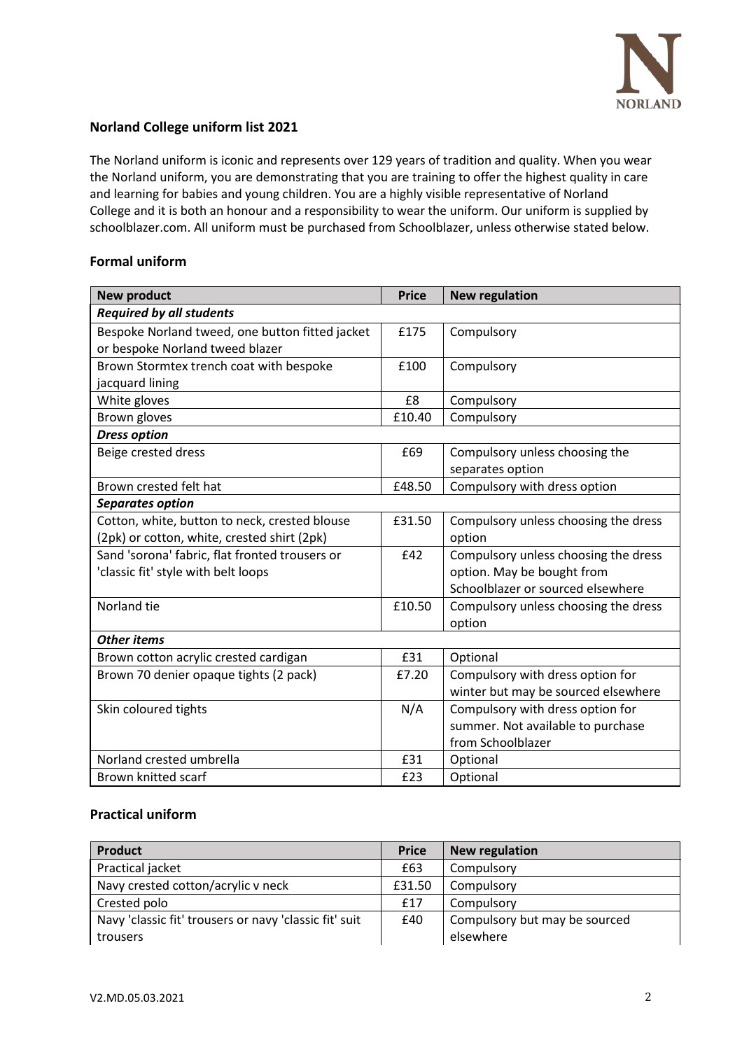## Norland College uniform list 2021

The Norland uniform is iconic and represents over 129 years of tradition and quality. When you wear the Norland uniform, you are demonstrating that you are training to offer the highest quality in care and learning for babies and young children. You are a highly visible representative of Norland College and it is both an honour and a responsibility to wear the uniform. Our uniform is supplied by schoolblazer.com. All uniform must be purchased from Schoolblazer, unless otherwise stated below.

### Formal uniform

| New product | Price | New regulation |
|---|---|---|
| ***Required by all students*** | | |
| Bespoke Norland tweed, one button fitted jacket or bespoke Norland tweed blazer | £175 | Compulsory |
| Brown Stormtex trench coat with bespoke jacquard lining | £100 | Compulsory |
| White gloves | £8 | Compulsory |
| Brown gloves | £10.40 | Compulsory |
| ***Dress option*** | | |
| Beige crested dress | £69 | Compulsory unless choosing the separates option |
| Brown crested felt hat | £48.50 | Compulsory with dress option |
| ***Separates option*** | | |
| Cotton, white, button to neck, crested blouse (2pk) or cotton, white, crested shirt (2pk) | £31.50 | Compulsory unless choosing the dress option |
| Sand 'sorona' fabric, flat fronted trousers or 'classic fit' style with belt loops | £42 | Compulsory unless choosing the dress option. May be bought from Schoolblazer or sourced elsewhere |
| Norland tie | £10.50 | Compulsory unless choosing the dress option |
| ***Other items*** | | |
| Brown cotton acrylic crested cardigan | £31 | Optional |
| Brown 70 denier opaque tights (2 pack) | £7.20 | Compulsory with dress option for winter but may be sourced elsewhere |
| Skin coloured tights | N/A | Compulsory with dress option for summer. Not available to purchase from Schoolblazer |
| Norland crested umbrella | £31 | Optional |
| Brown knitted scarf | £23 | Optional |

### Practical uniform

| Product | Price | New regulation |
|---|---|---|
| Practical jacket | £63 | Compulsory |
| Navy crested cotton/acrylic v neck | £31.50 | Compulsory |
| Crested polo | £17 | Compulsory |
| Navy 'classic fit' trousers or navy 'classic fit' suit trousers | £40 | Compulsory but may be sourced elsewhere |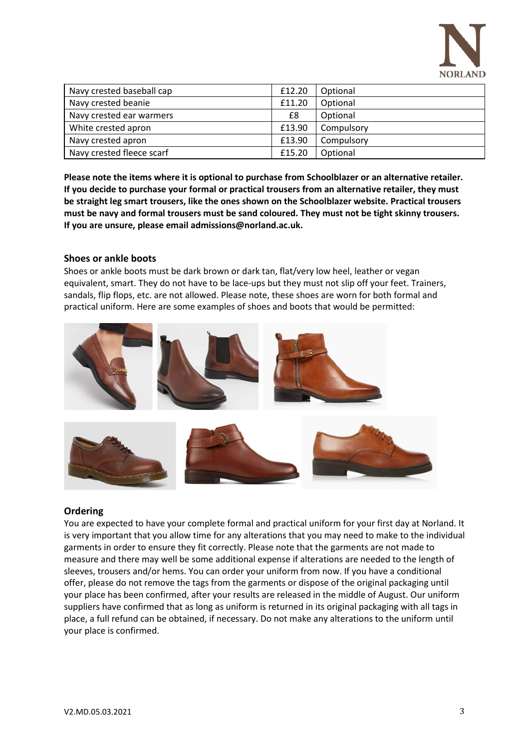| Navy crested baseball cap | £12.20 | Optional |
|---|---|---|
| Navy crested beanie | £11.20 | Optional |
| Navy crested ear warmers | £8 | Optional |
| White crested apron | £13.90 | Compulsory |
| Navy crested apron | £13.90 | Compulsory |
| Navy crested fleece scarf | £15.20 | Optional |

**Please note the items where it is optional to purchase from Schoolblazer or an alternative retailer. If you decide to purchase your formal or practical trousers from an alternative retailer, they must be straight leg smart trousers, like the ones shown on the Schoolblazer website. Practical trousers must be navy and formal trousers must be sand coloured. They must not be tight skinny trousers. If you are unsure, please email admissions@norland.ac.uk.**

### Shoes or ankle boots

Shoes or ankle boots must be dark brown or dark tan, flat/very low heel, leather or vegan equivalent, smart. They do not have to be lace-ups but they must not slip off your feet. Trainers, sandals, flip flops, etc. are not allowed. Please note, these shoes are worn for both formal and practical uniform. Here are some examples of shoes and boots that would be permitted:

### Ordering

You are expected to have your complete formal and practical uniform for your first day at Norland. It is very important that you allow time for any alterations that you may need to make to the individual garments in order to ensure they fit correctly. Please note that the garments are not made to measure and there may well be some additional expense if alterations are needed to the length of sleeves, trousers and/or hems. You can order your uniform from now. If you have a conditional offer, please do not remove the tags from the garments or dispose of the original packaging until your place has been confirmed, after your results are released in the middle of August. Our uniform suppliers have confirmed that as long as uniform is returned in its original packaging with all tags in place, a full refund can be obtained, if necessary. Do not make any alterations to the uniform until your place is confirmed.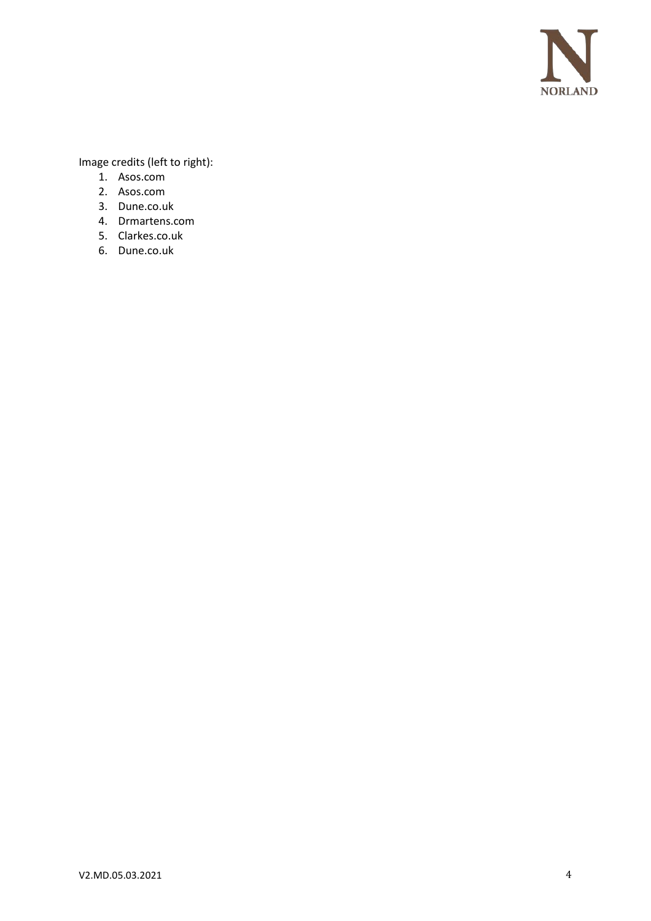Image credits (left to right):

1. Asos.com
2. Asos.com
3. Dune.co.uk
4. Drmartens.com
5. Clarkes.co.uk
6. Dune.co.uk